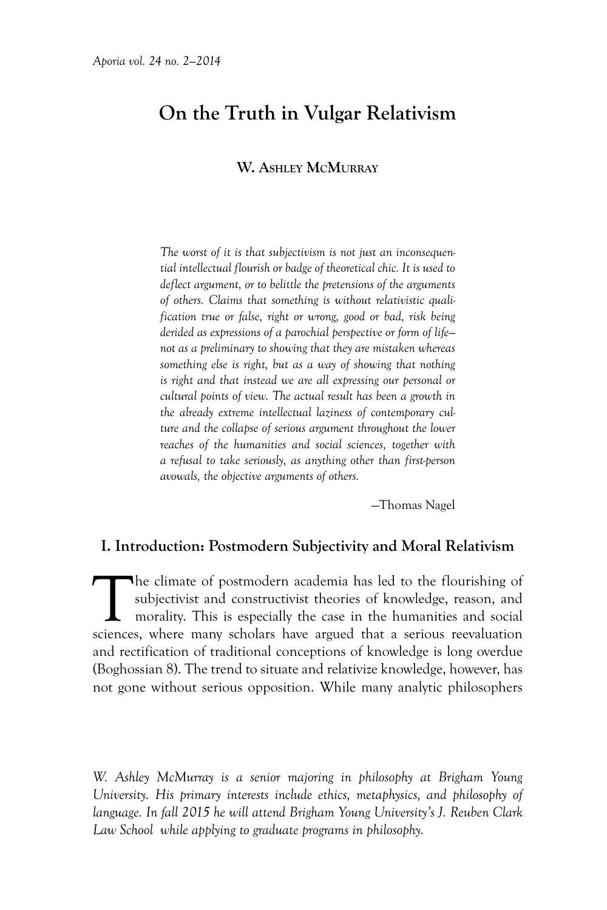# On the Truth in Vulgar Relativism

**W. Ashley McMurray**

> *The worst of it is that subjectivism is not just an inconsequential intellectual flourish or badge of theoretical chic. It is used to deflect argument, or to belittle the pretensions of the arguments of others. Claims that something is without relativistic qualification true or false, right or wrong, good or bad, risk being derided as expressions of a parochial perspective or form of life—not as a preliminary to showing that they are mistaken whereas something else is right, but as a way of showing that nothing is right and that instead we are all expressing our personal or cultural points of view. The actual result has been a growth in the already extreme intellectual laziness of contemporary culture and the collapse of serious argument throughout the lower reaches of the humanities and social sciences, together with a refusal to take seriously, as anything other than first-person avowals, the objective arguments of others.*
>
> —Thomas Nagel

## I. Introduction: Postmodern Subjectivity and Moral Relativism

The climate of postmodern academia has led to the flourishing of subjectivist and constructivist theories of knowledge, reason, and morality. This is especially the case in the humanities and social sciences, where many scholars have argued that a serious reevaluation and rectification of traditional conceptions of knowledge is long overdue (Boghossian 8). The trend to situate and relativize knowledge, however, has not gone without serious opposition. While many analytic philosophers

*W. Ashley McMurray is a senior majoring in philosophy at Brigham Young University. His primary interests include ethics, metaphysics, and philosophy of language. In fall 2015 he will attend Brigham Young University's J. Reuben Clark Law School while applying to graduate programs in philosophy.*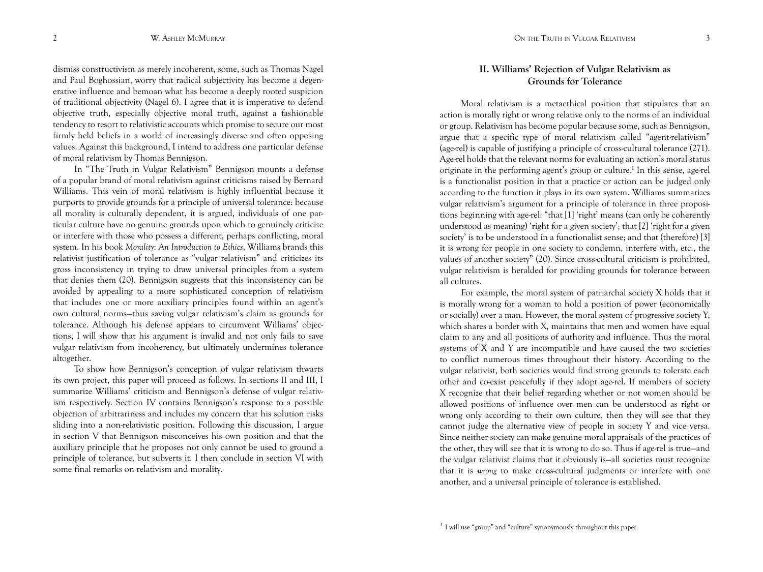dismiss constructivism as merely incoherent, some, such as Thomas Nagel and Paul Boghossian, worry that radical subjectivity has become a degenerative influence and bemoan what has become a deeply rooted suspicion of traditional objectivity (Nagel 6). I agree that it is imperative to defend objective truth, especially objective moral truth, against a fashionable tendency to resort to relativistic accounts which promise to secure our most firmly held beliefs in a world of increasingly diverse and often opposing values. Against this background, I intend to address one particular defense of moral relativism by Thomas Bennigson.

In "The Truth in Vulgar Relativism" Bennigson mounts a defense of a popular brand of moral relativism against criticisms raised by Bernard Williams. This vein of moral relativism is highly influential because it purports to provide grounds for a principle of universal tolerance: because all morality is culturally dependent, it is argued, individuals of one particular culture have no genuine grounds upon which to genuinely criticize or interfere with those who possess a different, perhaps conflicting, moral system. In his book *Morality: An Introduction to Ethics*, Williams brands this relativist justification of tolerance as "vulgar relativism" and criticizes its gross inconsistency in trying to draw universal principles from a system that denies them (20). Bennigson suggests that this inconsistency can be avoided by appealing to a more sophisticated conception of relativism that includes one or more auxiliary principles found within an agent's own cultural norms—thus saving vulgar relativism's claim as grounds for tolerance. Although his defense appears to circumvent Williams' objections, I will show that his argument is invalid and not only fails to save vulgar relativism from incoherency, but ultimately undermines tolerance altogether.

To show how Bennigson's conception of vulgar relativism thwarts its own project, this paper will proceed as follows. In sections II and III, I summarize Williams' criticism and Bennigson's defense of vulgar relativism respectively. Section IV contains Bennigson's response to a possible objection of arbitrariness and includes my concern that his solution risks sliding into a non-relativistic position. Following this discussion, I argue in section V that Bennigson misconceives his own position and that the auxiliary principle that he proposes not only cannot be used to ground a principle of tolerance, but subverts it. I then conclude in section VI with some final remarks on relativism and morality.

## II. Williams' Rejection of Vulgar Relativism as Grounds for Tolerance

Moral relativism is a metaethical position that stipulates that an action is morally right or wrong relative only to the norms of an individual or group. Relativism has become popular because some, such as Bennigson, argue that a specific type of moral relativism called "agent-relativism" (age-rel) is capable of justifying a principle of cross-cultural tolerance (271). Age-rel holds that the relevant norms for evaluating an action's moral status originate in the performing agent's group or culture.[1] In this sense, age-rel is a functionalist position in that a practice or action can be judged only according to the function it plays in its own system. Williams summarizes vulgar relativism's argument for a principle of tolerance in three propositions beginning with age-rel: "that [1] 'right' means (can only be coherently understood as meaning) 'right for a given society'; that [2] 'right for a given society' is to be understood in a functionalist sense; and that (therefore) [3] it is wrong for people in one society to condemn, interfere with, etc., the values of another society" (20). Since cross-cultural criticism is prohibited, vulgar relativism is heralded for providing grounds for tolerance between all cultures.

For example, the moral system of patriarchal society X holds that it is morally wrong for a woman to hold a position of power (economically or socially) over a man. However, the moral system of progressive society Y, which shares a border with X, maintains that men and women have equal claim to any and all positions of authority and influence. Thus the moral systems of X and Y are incompatible and have caused the two societies to conflict numerous times throughout their history. According to the vulgar relativist, both societies would find strong grounds to tolerate each other and co-exist peacefully if they adopt age-rel. If members of society X recognize that their belief regarding whether or not women should be allowed positions of influence over men can be understood as right or wrong only according to their own culture, then they will see that they cannot judge the alternative view of people in society Y and vice versa. Since neither society can make genuine moral appraisals of the practices of the other, they will see that it is wrong to do so. Thus if age-rel is true—and the vulgar relativist claims that it obviously is—all societies must recognize that it is *wrong* to make cross-cultural judgments or interfere with one another, and a universal principle of tolerance is established.

[1] I will use "group" and "culture" synonymously throughout this paper.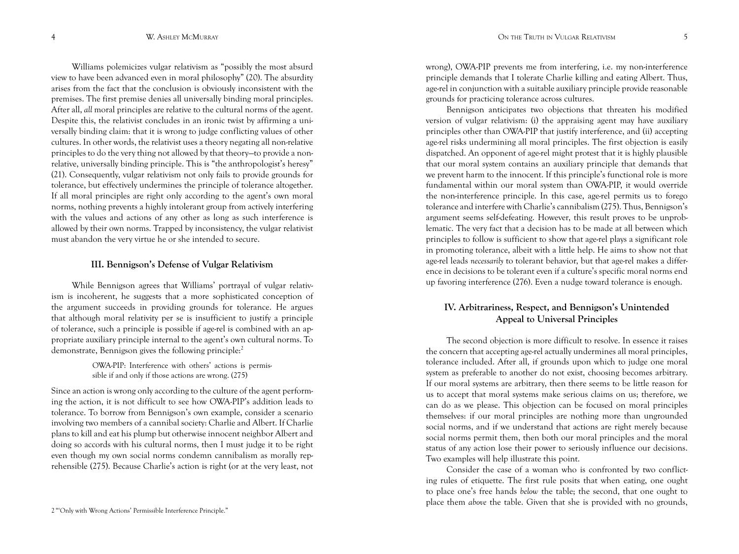Williams polemicizes vulgar relativism as "possibly the most absurd view to have been advanced even in moral philosophy" (20). The absurdity arises from the fact that the conclusion is obviously inconsistent with the premises. The first premise denies all universally binding moral principles. After all, *all* moral principles are relative to the cultural norms of the agent. Despite this, the relativist concludes in an ironic twist by affirming a universally binding claim: that it is wrong to judge conflicting values of other cultures. In other words, the relativist uses a theory negating all non-relative principles to do the very thing not allowed by that theory—to provide a non-relative, universally binding principle. This is "the anthropologist's heresy" (21). Consequently, vulgar relativism not only fails to provide grounds for tolerance, but effectively undermines the principle of tolerance altogether. If all moral principles are right only according to the agent's own moral norms, nothing prevents a highly intolerant group from actively interfering with the values and actions of any other as long as such interference is allowed by their own norms. Trapped by inconsistency, the vulgar relativist must abandon the very virtue he or she intended to secure.

### III. Bennigson's Defense of Vulgar Relativism

While Bennigson agrees that Williams' portrayal of vulgar relativism is incoherent, he suggests that a more sophisticated conception of the argument succeeds in providing grounds for tolerance. He argues that although moral relativity per se is insufficient to justify a principle of tolerance, such a principle is possible if age-rel is combined with an appropriate auxiliary principle internal to the agent's own cultural norms. To demonstrate, Bennigson gives the following principle:[2]

> OWA-PIP: Interference with others' actions is permissible if and only if those actions are wrong. (275)

Since an action is wrong only according to the culture of the agent performing the action, it is not difficult to see how OWA-PIP's addition leads to tolerance. To borrow from Bennigson's own example, consider a scenario involving two members of a cannibal society: Charlie and Albert. If Charlie plans to kill and eat his plump but otherwise innocent neighbor Albert and doing so accords with his cultural norms, then I must judge it to be right even though my own social norms condemn cannibalism as morally reprehensible (275). Because Charlie's action is right (or at the very least, not wrong), OWA-PIP prevents me from interfering, i.e. my non-interference principle demands that I tolerate Charlie killing and eating Albert. Thus, age-rel in conjunction with a suitable auxiliary principle provide reasonable grounds for practicing tolerance across cultures.

Bennigson anticipates two objections that threaten his modified version of vulgar relativism: (i) the appraising agent may have auxiliary principles other than OWA-PIP that justify interference, and (ii) accepting age-rel risks undermining all moral principles. The first objection is easily dispatched. An opponent of age-rel might protest that it is highly plausible that our moral system contains an auxiliary principle that demands that we prevent harm to the innocent. If this principle's functional role is more fundamental within our moral system than OWA-PIP, it would override the non-interference principle. In this case, age-rel permits us to forego tolerance and interfere with Charlie's cannibalism (275). Thus, Bennigson's argument seems self-defeating. However, this result proves to be unproblematic. The very fact that a decision has to be made at all between which principles to follow is sufficient to show that age-rel plays a significant role in promoting tolerance, albeit with a little help. He aims to show not that age-rel leads *necessarily* to tolerant behavior, but that age-rel makes a difference in decisions to be tolerant even if a culture's specific moral norms end up favoring interference (276). Even a nudge toward tolerance is enough.

### IV. Arbitrariness, Respect, and Bennigson's Unintended Appeal to Universal Principles

The second objection is more difficult to resolve. In essence it raises the concern that accepting age-rel actually undermines all moral principles, tolerance included. After all, if grounds upon which to judge one moral system as preferable to another do not exist, choosing becomes arbitrary. If our moral systems are arbitrary, then there seems to be little reason for us to accept that moral systems make serious claims on us; therefore, we can do as we please. This objection can be focused on moral principles themselves: if our moral principles are nothing more than ungrounded social norms, and if we understand that actions are right merely because social norms permit them, then both our moral principles and the moral status of any action lose their power to seriously influence our decisions. Two examples will help illustrate this point.

Consider the case of a woman who is confronted by two conflicting rules of etiquette. The first rule posits that when eating, one ought to place one's free hands *below* the table; the second, that one ought to place them *above* the table. Given that she is provided with no grounds,

---

[2] "'Only with Wrong Actions' Permissible Interference Principle."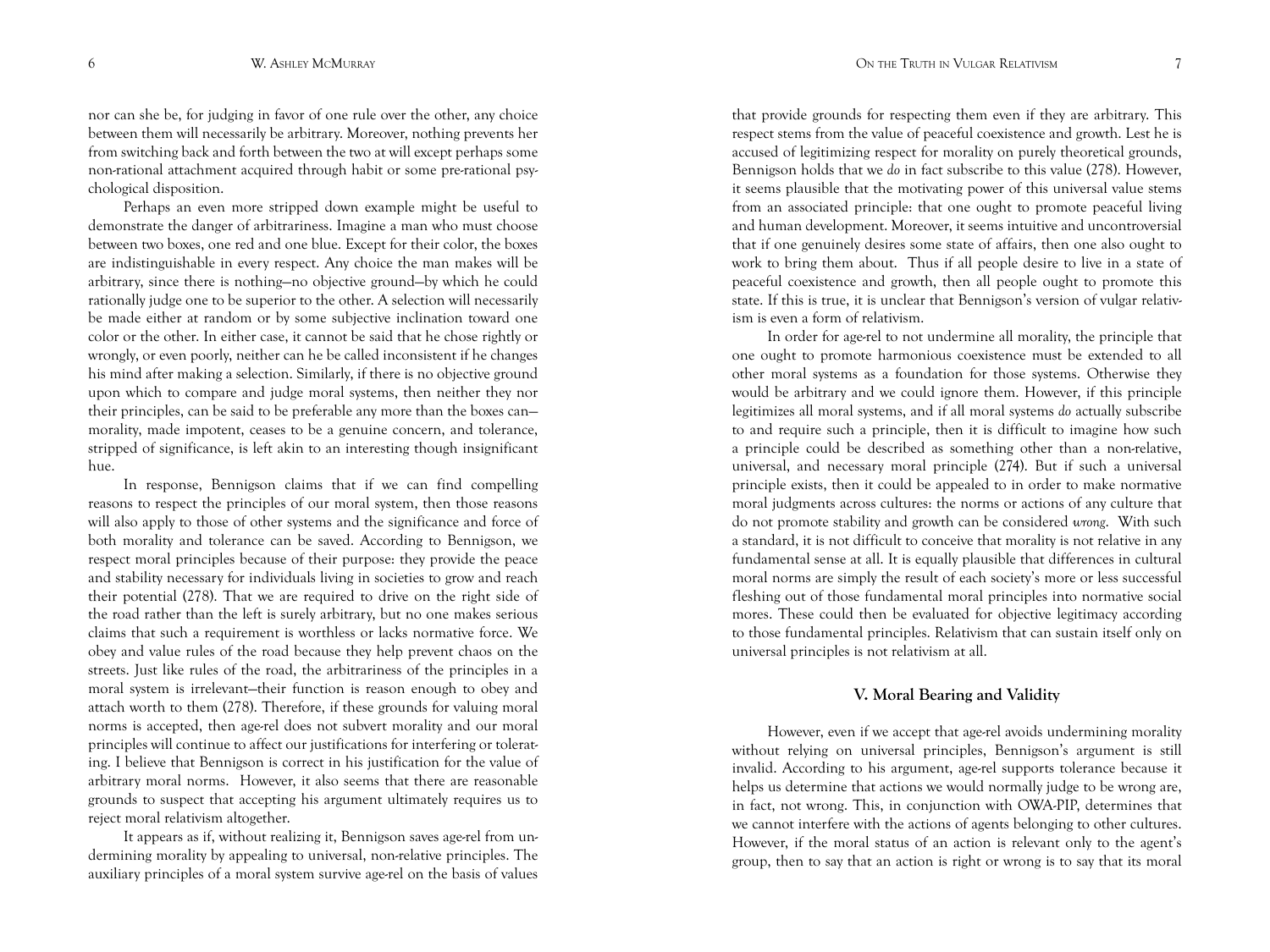nor can she be, for judging in favor of one rule over the other, any choice between them will necessarily be arbitrary. Moreover, nothing prevents her from switching back and forth between the two at will except perhaps some non-rational attachment acquired through habit or some pre-rational psychological disposition.

Perhaps an even more stripped down example might be useful to demonstrate the danger of arbitrariness. Imagine a man who must choose between two boxes, one red and one blue. Except for their color, the boxes are indistinguishable in every respect. Any choice the man makes will be arbitrary, since there is nothing—no objective ground—by which he could rationally judge one to be superior to the other. A selection will necessarily be made either at random or by some subjective inclination toward one color or the other. In either case, it cannot be said that he chose rightly or wrongly, or even poorly, neither can he be called inconsistent if he changes his mind after making a selection. Similarly, if there is no objective ground upon which to compare and judge moral systems, then neither they nor their principles, can be said to be preferable any more than the boxes can—morality, made impotent, ceases to be a genuine concern, and tolerance, stripped of significance, is left akin to an interesting though insignificant hue.

In response, Bennigson claims that if we can find compelling reasons to respect the principles of our moral system, then those reasons will also apply to those of other systems and the significance and force of both morality and tolerance can be saved. According to Bennigson, we respect moral principles because of their purpose: they provide the peace and stability necessary for individuals living in societies to grow and reach their potential (278). That we are required to drive on the right side of the road rather than the left is surely arbitrary, but no one makes serious claims that such a requirement is worthless or lacks normative force. We obey and value rules of the road because they help prevent chaos on the streets. Just like rules of the road, the arbitrariness of the principles in a moral system is irrelevant—their function is reason enough to obey and attach worth to them (278). Therefore, if these grounds for valuing moral norms is accepted, then age-rel does not subvert morality and our moral principles will continue to affect our justifications for interfering or tolerating. I believe that Bennigson is correct in his justification for the value of arbitrary moral norms. However, it also seems that there are reasonable grounds to suspect that accepting his argument ultimately requires us to reject moral relativism altogether.

It appears as if, without realizing it, Bennigson saves age-rel from undermining morality by appealing to universal, non-relative principles. The auxiliary principles of a moral system survive age-rel on the basis of values that provide grounds for respecting them even if they are arbitrary. This respect stems from the value of peaceful coexistence and growth. Lest he is accused of legitimizing respect for morality on purely theoretical grounds, Bennigson holds that we *do* in fact subscribe to this value (278). However, it seems plausible that the motivating power of this universal value stems from an associated principle: that one ought to promote peaceful living and human development. Moreover, it seems intuitive and uncontroversial that if one genuinely desires some state of affairs, then one also ought to work to bring them about. Thus if all people desire to live in a state of peaceful coexistence and growth, then all people ought to promote this state. If this is true, it is unclear that Bennigson's version of vulgar relativism is even a form of relativism.

In order for age-rel to not undermine all morality, the principle that one ought to promote harmonious coexistence must be extended to all other moral systems as a foundation for those systems. Otherwise they would be arbitrary and we could ignore them. However, if this principle legitimizes all moral systems, and if all moral systems *do* actually subscribe to and require such a principle, then it is difficult to imagine how such a principle could be described as something other than a non-relative, universal, and necessary moral principle (274). But if such a universal principle exists, then it could be appealed to in order to make normative moral judgments across cultures: the norms or actions of any culture that do not promote stability and growth can be considered *wrong*. With such a standard, it is not difficult to conceive that morality is not relative in any fundamental sense at all. It is equally plausible that differences in cultural moral norms are simply the result of each society's more or less successful fleshing out of those fundamental moral principles into normative social mores. These could then be evaluated for objective legitimacy according to those fundamental principles. Relativism that can sustain itself only on universal principles is not relativism at all.

## V. Moral Bearing and Validity

However, even if we accept that age-rel avoids undermining morality without relying on universal principles, Bennigson's argument is still invalid. According to his argument, age-rel supports tolerance because it helps us determine that actions we would normally judge to be wrong are, in fact, not wrong. This, in conjunction with OWA-PIP, determines that we cannot interfere with the actions of agents belonging to other cultures. However, if the moral status of an action is relevant only to the agent's group, then to say that an action is right or wrong is to say that its moral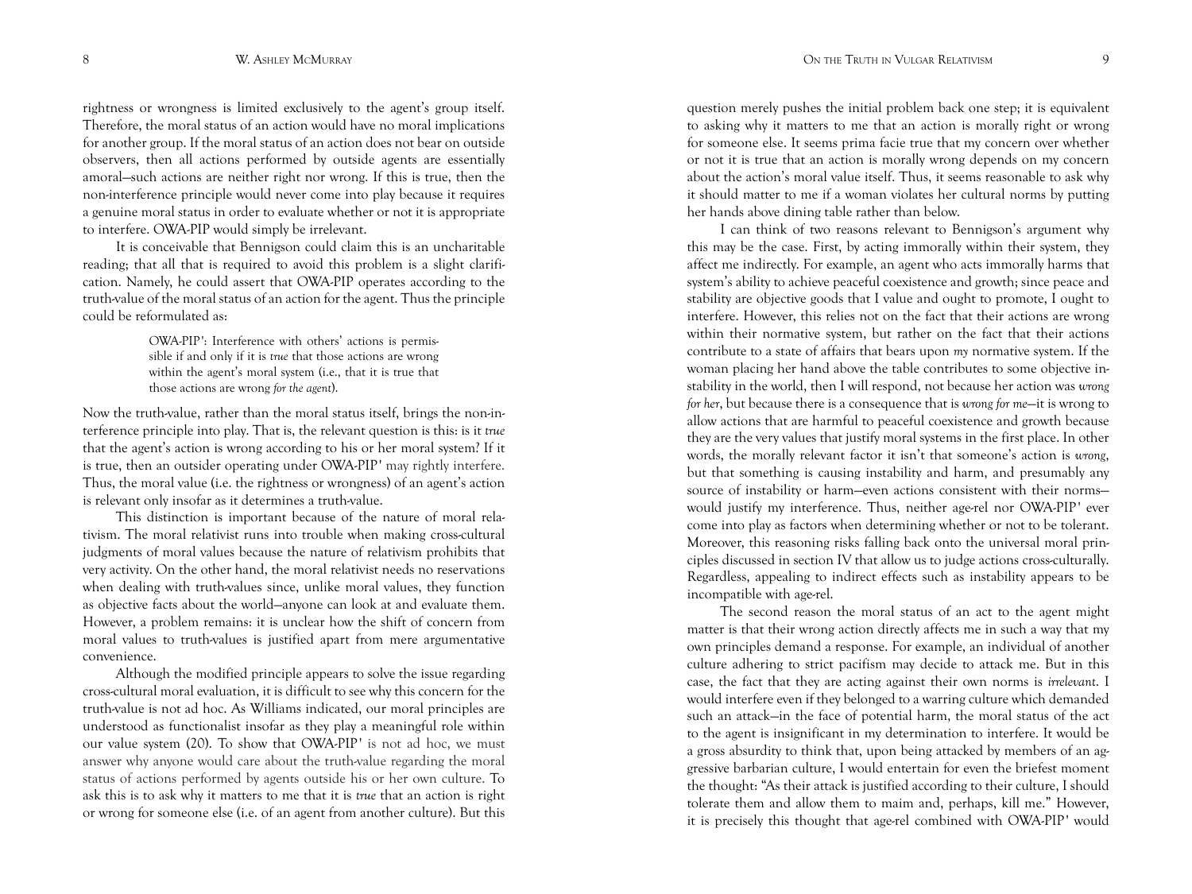rightness or wrongness is limited exclusively to the agent's group itself. Therefore, the moral status of an action would have no moral implications for another group. If the moral status of an action does not bear on outside observers, then all actions performed by outside agents are essentially amoral—such actions are neither right nor wrong. If this is true, then the non-interference principle would never come into play because it requires a genuine moral status in order to evaluate whether or not it is appropriate to interfere. OWA-PIP would simply be irrelevant.

It is conceivable that Bennigson could claim this is an uncharitable reading; that all that is required to avoid this problem is a slight clarification. Namely, he could assert that OWA-PIP operates according to the truth-value of the moral status of an action for the agent. Thus the principle could be reformulated as:

> OWA-PIP': Interference with others' actions is permissible if and only if it is *true* that those actions are wrong within the agent's moral system (i.e., that it is true that those actions are wrong *for the agent*).

Now the truth-value, rather than the moral status itself, brings the non-interference principle into play. That is, the relevant question is this: is it *true* that the agent's action is wrong according to his or her moral system? If it is true, then an outsider operating under OWA-PIP' may rightly interfere. Thus, the moral value (i.e. the rightness or wrongness) of an agent's action is relevant only insofar as it determines a truth-value.

This distinction is important because of the nature of moral relativism. The moral relativist runs into trouble when making cross-cultural judgments of moral values because the nature of relativism prohibits that very activity. On the other hand, the moral relativist needs no reservations when dealing with truth-values since, unlike moral values, they function as objective facts about the world—anyone can look at and evaluate them. However, a problem remains: it is unclear how the shift of concern from moral values to truth-values is justified apart from mere argumentative convenience.

Although the modified principle appears to solve the issue regarding cross-cultural moral evaluation, it is difficult to see why this concern for the truth-value is not ad hoc. As Williams indicated, our moral principles are understood as functionalist insofar as they play a meaningful role within our value system (20). To show that OWA-PIP' is not ad hoc, we must answer why anyone would care about the truth-value regarding the moral status of actions performed by agents outside his or her own culture. To ask this is to ask why it matters to me that it is *true* that an action is right or wrong for someone else (i.e. of an agent from another culture). But this question merely pushes the initial problem back one step; it is equivalent to asking why it matters to me that an action is morally right or wrong for someone else. It seems prima facie true that my concern over whether or not it is true that an action is morally wrong depends on my concern about the action's moral value itself. Thus, it seems reasonable to ask why it should matter to me if a woman violates her cultural norms by putting her hands above dining table rather than below.

I can think of two reasons relevant to Bennigson's argument why this may be the case. First, by acting immorally within their system, they affect me indirectly. For example, an agent who acts immorally harms that system's ability to achieve peaceful coexistence and growth; since peace and stability are objective goods that I value and ought to promote, I ought to interfere. However, this relies not on the fact that their actions are wrong within their normative system, but rather on the fact that their actions contribute to a state of affairs that bears upon *my* normative system. If the woman placing her hand above the table contributes to some objective instability in the world, then I will respond, not because her action was *wrong for her*, but because there is a consequence that is *wrong for me*—it is wrong to allow actions that are harmful to peaceful coexistence and growth because they are the very values that justify moral systems in the first place. In other words, the morally relevant factor it isn't that someone's action is *wrong*, but that something is causing instability and harm, and presumably any source of instability or harm—even actions consistent with their norms—would justify my interference. Thus, neither age-rel nor OWA-PIP' ever come into play as factors when determining whether or not to be tolerant. Moreover, this reasoning risks falling back onto the universal moral principles discussed in section IV that allow us to judge actions cross-culturally. Regardless, appealing to indirect effects such as instability appears to be incompatible with age-rel.

The second reason the moral status of an act to the agent might matter is that their wrong action directly affects me in such a way that my own principles demand a response. For example, an individual of another culture adhering to strict pacifism may decide to attack me. But in this case, the fact that they are acting against their own norms is *irrelevant*. I would interfere even if they belonged to a warring culture which demanded such an attack—in the face of potential harm, the moral status of the act to the agent is insignificant in my determination to interfere. It would be a gross absurdity to think that, upon being attacked by members of an aggressive barbarian culture, I would entertain for even the briefest moment the thought: "As their attack is justified according to their culture, I should tolerate them and allow them to maim and, perhaps, kill me." However, it is precisely this thought that age-rel combined with OWA-PIP' would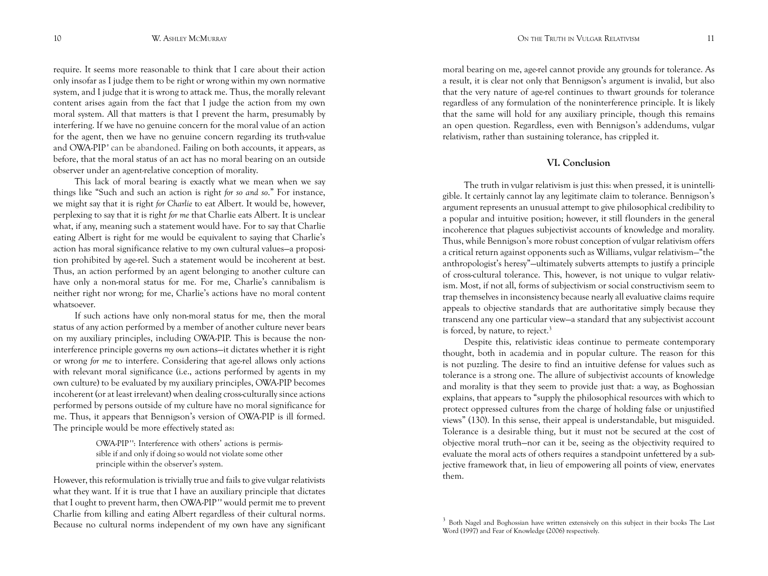require. It seems more reasonable to think that I care about their action only insofar as I judge them to be right or wrong within my own normative system, and I judge that it is wrong to attack me. Thus, the morally relevant content arises again from the fact that I judge the action from my own moral system. All that matters is that I prevent the harm, presumably by interfering. If we have no genuine concern for the moral value of an action for the agent, then we have no genuine concern regarding its truth-value and OWA-PIP' can be abandoned. Failing on both accounts, it appears, as before, that the moral status of an act has no moral bearing on an outside observer under an agent-relative conception of morality.

This lack of moral bearing is exactly what we mean when we say things like "Such and such an action is right *for so and so*." For instance, we might say that it is right *for Charlie* to eat Albert. It would be, however, perplexing to say that it is right *for me* that Charlie eats Albert. It is unclear what, if any, meaning such a statement would have. For to say that Charlie eating Albert is right for me would be equivalent to saying that Charlie's action has moral significance relative to my own cultural values—a proposition prohibited by age-rel. Such a statement would be incoherent at best. Thus, an action performed by an agent belonging to another culture can have only a non-moral status for me. For me, Charlie's cannibalism is neither right nor wrong; for me, Charlie's actions have no moral content whatsoever.

If such actions have only non-moral status for me, then the moral status of any action performed by a member of another culture never bears on my auxiliary principles, including OWA-PIP. This is because the non-interference principle governs *my own* actions—it dictates whether it is right or wrong *for me* to interfere. Considering that age-rel allows only actions with relevant moral significance (i.e., actions performed by agents in my own culture) to be evaluated by my auxiliary principles, OWA-PIP becomes incoherent (or at least irrelevant) when dealing cross-culturally since actions performed by persons outside of my culture have no moral significance for me. Thus, it appears that Bennigson's version of OWA-PIP is ill formed. The principle would be more effectively stated as:

> OWA-PIP'': Interference with others' actions is permissible if and only if doing so would not violate some other principle within the observer's system.

However, this reformulation is trivially true and fails to give vulgar relativists what they want. If it is true that I have an auxiliary principle that dictates that I ought to prevent harm, then OWA-PIP'' would permit me to prevent Charlie from killing and eating Albert regardless of their cultural norms. Because no cultural norms independent of my own have any significant moral bearing on me, age-rel cannot provide any grounds for tolerance. As a result, it is clear not only that Bennigson's argument is invalid, but also that the very nature of age-rel continues to thwart grounds for tolerance regardless of any formulation of the noninterference principle. It is likely that the same will hold for any auxiliary principle, though this remains an open question. Regardless, even with Bennigson's addendums, vulgar relativism, rather than sustaining tolerance, has crippled it.

## VI. Conclusion

The truth in vulgar relativism is just this: when pressed, it is unintelligible. It certainly cannot lay any legitimate claim to tolerance. Bennigson's argument represents an unusual attempt to give philosophical credibility to a popular and intuitive position; however, it still flounders in the general incoherence that plagues subjectivist accounts of knowledge and morality. Thus, while Bennigson's more robust conception of vulgar relativism offers a critical return against opponents such as Williams, vulgar relativism—"the anthropologist's heresy"—ultimately subverts attempts to justify a principle of cross-cultural tolerance. This, however, is not unique to vulgar relativism. Most, if not all, forms of subjectivism or social constructivism seem to trap themselves in inconsistency because nearly all evaluative claims require appeals to objective standards that are authoritative simply because they transcend any one particular view—a standard that any subjectivist account is forced, by nature, to reject.[3]

Despite this, relativistic ideas continue to permeate contemporary thought, both in academia and in popular culture. The reason for this is not puzzling. The desire to find an intuitive defense for values such as tolerance is a strong one. The allure of subjectivist accounts of knowledge and morality is that they seem to provide just that: a way, as Boghossian explains, that appears to "supply the philosophical resources with which to protect oppressed cultures from the charge of holding false or unjustified views" (130). In this sense, their appeal is understandable, but misguided. Tolerance is a desirable thing, but it must not be secured at the cost of objective moral truth—nor can it be, seeing as the objectivity required to evaluate the moral acts of others requires a standpoint unfettered by a subjective framework that, in lieu of empowering all points of view, enervates them.

[3] Both Nagel and Boghossian have written extensively on this subject in their books The Last Word (1997) and Fear of Knowledge (2006) respectively.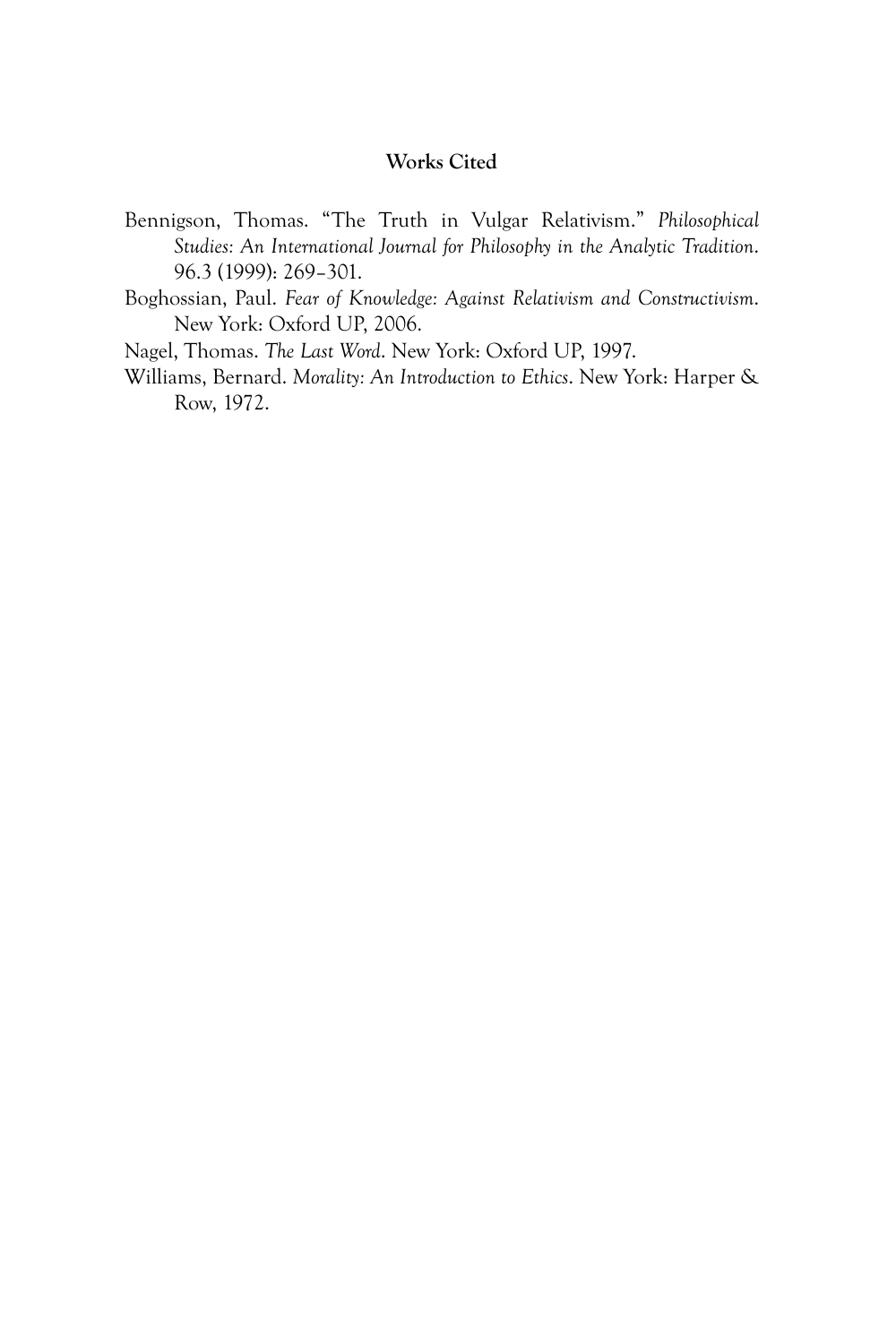## Works Cited

Bennigson, Thomas. "The Truth in Vulgar Relativism." *Philosophical Studies: An International Journal for Philosophy in the Analytic Tradition*. 96.3 (1999): 269–301.

Boghossian, Paul. *Fear of Knowledge: Against Relativism and Constructivism*. New York: Oxford UP, 2006.

Nagel, Thomas. *The Last Word*. New York: Oxford UP, 1997.

Williams, Bernard. *Morality: An Introduction to Ethics*. New York: Harper & Row, 1972.